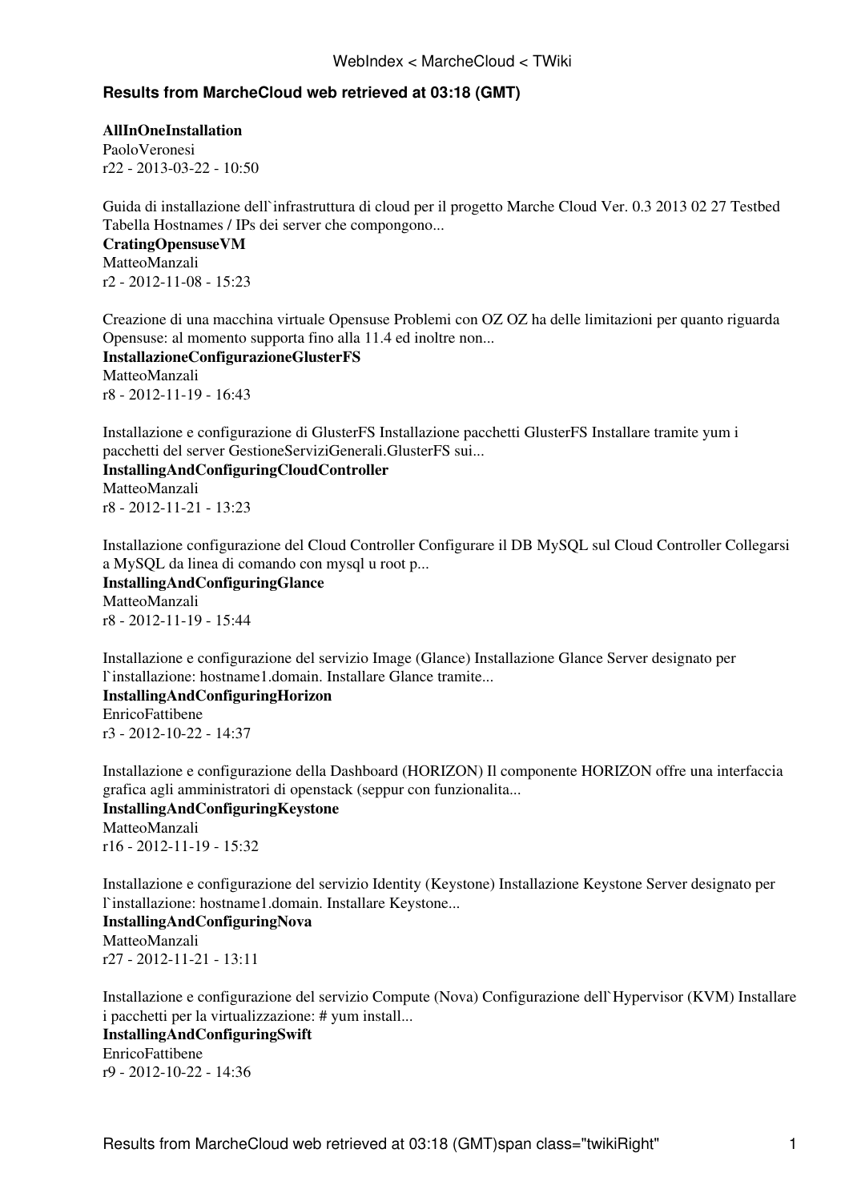### Results from MarcheCloud web retrieved at 03:18 (GMT)

**AllInOneInstallation**
PaoloVeronesi
r22 - 2013-03-22 - 10:50

Guida di installazione dell`infrastruttura di cloud per il progetto Marche Cloud Ver. 0.3 2013 02 27 Testbed Tabella Hostnames / IPs dei server che compongono...

**CratingOpensuseVM**
MatteoManzali
r2 - 2012-11-08 - 15:23

Creazione di una macchina virtuale Opensuse Problemi con OZ OZ ha delle limitazioni per quanto riguarda Opensuse: al momento supporta fino alla 11.4 ed inoltre non...

**InstallazioneConfigurazioneGlusterFS**
MatteoManzali
r8 - 2012-11-19 - 16:43

Installazione e configurazione di GlusterFS Installazione pacchetti GlusterFS Installare tramite yum i pacchetti del server GestioneServiziGenerali.GlusterFS sui...

**InstallingAndConfiguringCloudController**
MatteoManzali
r8 - 2012-11-21 - 13:23

Installazione configurazione del Cloud Controller Configurare il DB MySQL sul Cloud Controller Collegarsi a MySQL da linea di comando con mysql u root p...

**InstallingAndConfiguringGlance**
MatteoManzali
r8 - 2012-11-19 - 15:44

Installazione e configurazione del servizio Image (Glance) Installazione Glance Server designato per l`installazione: hostname1.domain. Installare Glance tramite...

**InstallingAndConfiguringHorizon**
EnricoFattibene
r3 - 2012-10-22 - 14:37

Installazione e configurazione della Dashboard (HORIZON) Il componente HORIZON offre una interfaccia grafica agli amministratori di openstack (seppur con funzionalita...

**InstallingAndConfiguringKeystone**
MatteoManzali
r16 - 2012-11-19 - 15:32

Installazione e configurazione del servizio Identity (Keystone) Installazione Keystone Server designato per l`installazione: hostname1.domain. Installare Keystone...

**InstallingAndConfiguringNova**
MatteoManzali
r27 - 2012-11-21 - 13:11

Installazione e configurazione del servizio Compute (Nova) Configurazione dell`Hypervisor (KVM) Installare i pacchetti per la virtualizzazione: # yum install...

**InstallingAndConfiguringSwift**
EnricoFattibene
r9 - 2012-10-22 - 14:36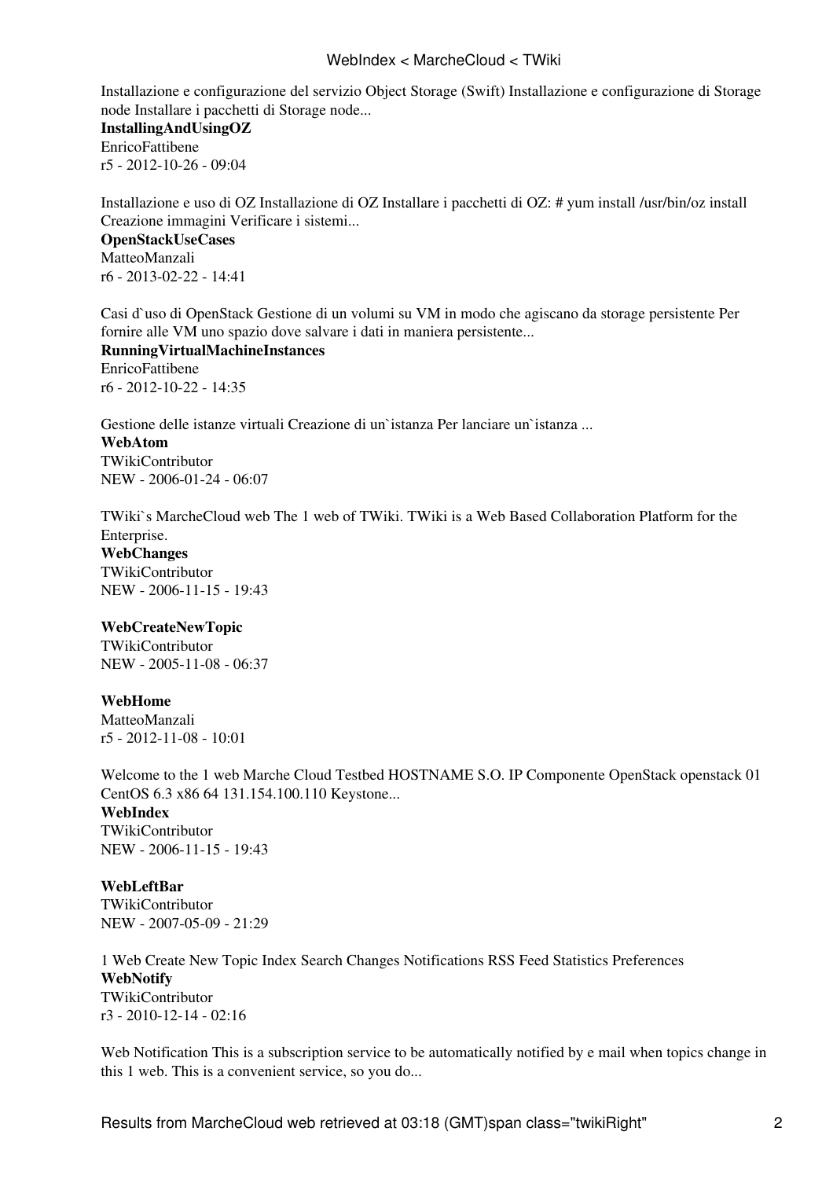Installazione e configurazione del servizio Object Storage (Swift) Installazione e configurazione di Storage node Installare i pacchetti di Storage node...

**InstallingAndUsingOZ**
EnricoFattibene
r5 - 2012-10-26 - 09:04

Installazione e uso di OZ Installazione di OZ Installare i pacchetti di OZ: # yum install /usr/bin/oz install Creazione immagini Verificare i sistemi...

**OpenStackUseCases**
MatteoManzali
r6 - 2013-02-22 - 14:41

Casi d`uso di OpenStack Gestione di un volumi su VM in modo che agiscano da storage persistente Per fornire alle VM uno spazio dove salvare i dati in maniera persistente...

**RunningVirtualMachineInstances**
EnricoFattibene
r6 - 2012-10-22 - 14:35

Gestione delle istanze virtuali Creazione di un`istanza Per lanciare un`istanza ...

**WebAtom**
TWikiContributor
NEW - 2006-01-24 - 06:07

TWiki`s MarcheCloud web The 1 web of TWiki. TWiki is a Web Based Collaboration Platform for the Enterprise.

**WebChanges**
TWikiContributor
NEW - 2006-11-15 - 19:43

**WebCreateNewTopic**
TWikiContributor
NEW - 2005-11-08 - 06:37

**WebHome**
MatteoManzali
r5 - 2012-11-08 - 10:01

Welcome to the 1 web Marche Cloud Testbed HOSTNAME S.O. IP Componente OpenStack openstack 01 CentOS 6.3 x86 64 131.154.100.110 Keystone...

**WebIndex**
TWikiContributor
NEW - 2006-11-15 - 19:43

**WebLeftBar**
TWikiContributor
NEW - 2007-05-09 - 21:29

1 Web Create New Topic Index Search Changes Notifications RSS Feed Statistics Preferences

**WebNotify**
TWikiContributor
r3 - 2010-12-14 - 02:16

Web Notification This is a subscription service to be automatically notified by e mail when topics change in this 1 web. This is a convenient service, so you do...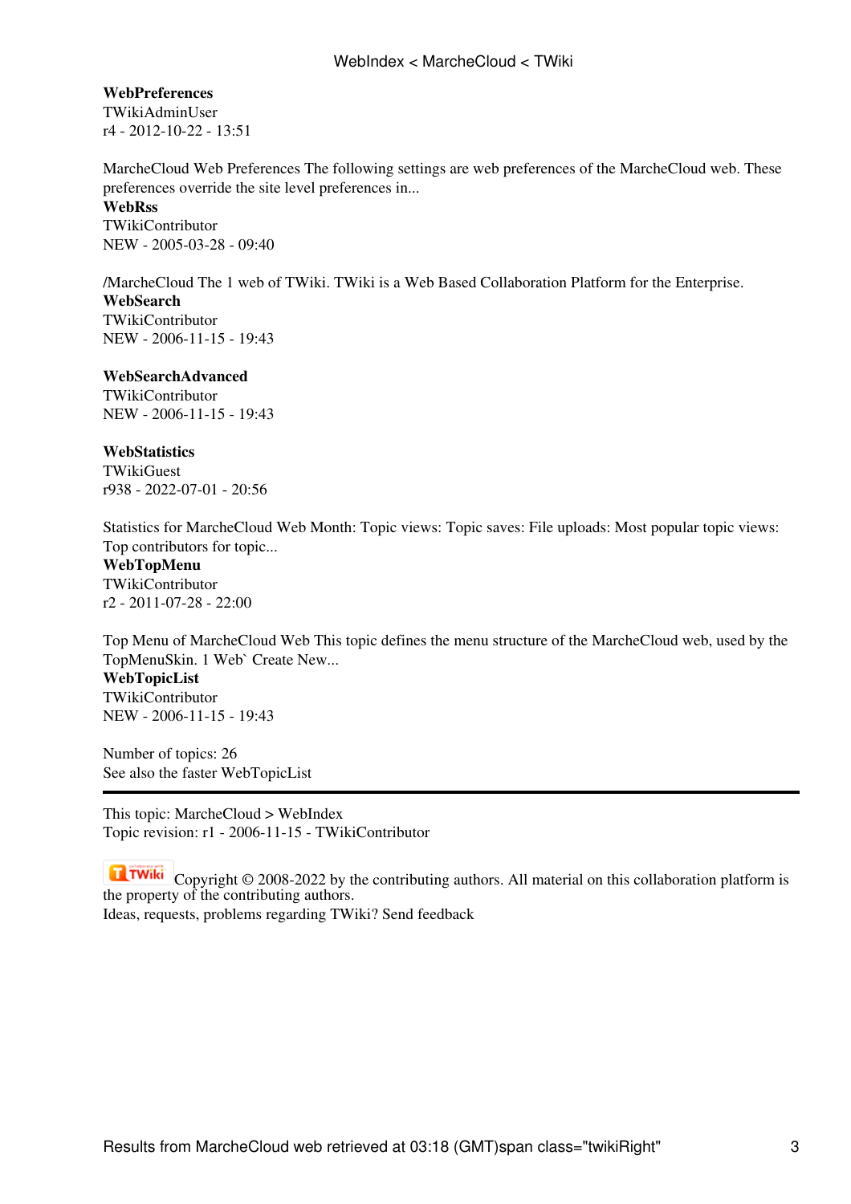**WebPreferences**
TWikiAdminUser
r4 - 2012-10-22 - 13:51

MarcheCloud Web Preferences The following settings are web preferences of the MarcheCloud web. These preferences override the site level preferences in...
**WebRss**
TWikiContributor
NEW - 2005-03-28 - 09:40

/MarcheCloud The 1 web of TWiki. TWiki is a Web Based Collaboration Platform for the Enterprise.
**WebSearch**
TWikiContributor
NEW - 2006-11-15 - 19:43

**WebSearchAdvanced**
TWikiContributor
NEW - 2006-11-15 - 19:43

**WebStatistics**
TWikiGuest
r938 - 2022-07-01 - 20:56

Statistics for MarcheCloud Web Month: Topic views: Topic saves: File uploads: Most popular topic views: Top contributors for topic...
**WebTopMenu**
TWikiContributor
r2 - 2011-07-28 - 22:00

Top Menu of MarcheCloud Web This topic defines the menu structure of the MarcheCloud web, used by the TopMenuSkin. 1 Web` Create New...
**WebTopicList**
TWikiContributor
NEW - 2006-11-15 - 19:43

Number of topics: 26
See also the faster WebTopicList

---

This topic: MarcheCloud > WebIndex
Topic revision: r1 - 2006-11-15 - TWikiContributor

Copyright © 2008-2022 by the contributing authors. All material on this collaboration platform is the property of the contributing authors.
Ideas, requests, problems regarding TWiki? Send feedback

Results from MarcheCloud web retrieved at 03:18 (GMT)span class="twikiRight"